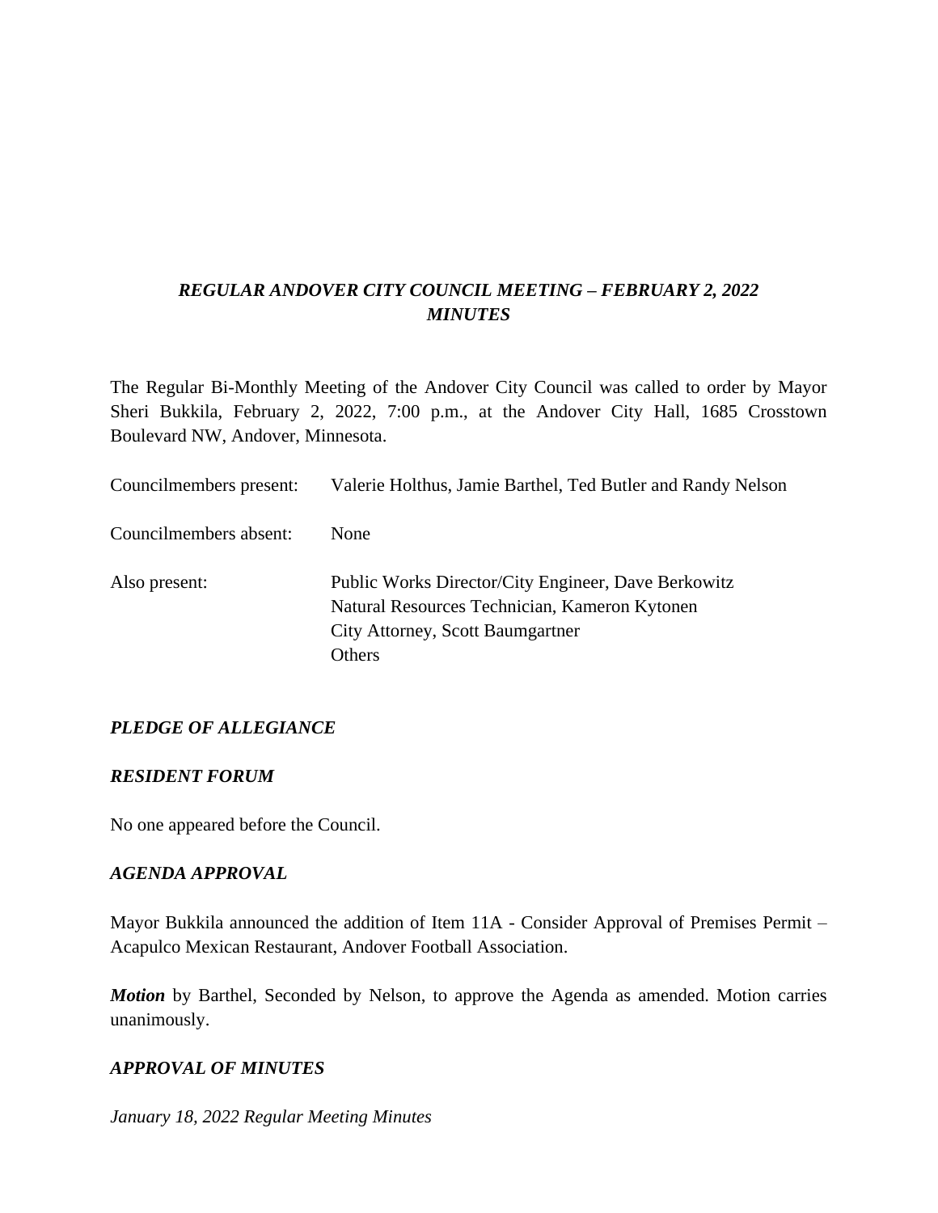# *REGULAR ANDOVER CITY COUNCIL MEETING – FEBRUARY 2, 2022 MINUTES*

The Regular Bi-Monthly Meeting of the Andover City Council was called to order by Mayor Sheri Bukkila, February 2, 2022, 7:00 p.m., at the Andover City Hall, 1685 Crosstown Boulevard NW, Andover, Minnesota.

Councilmembers present: Valerie Holthus, Jamie Barthel, Ted Butler and Randy Nelson

Councilmembers absent: None

Also present:
Public Works Director/City Engineer, Dave Berkowitz
Natural Resources Technician, Kameron Kytonen
City Attorney, Scott Baumgartner
Others

## *PLEDGE OF ALLEGIANCE*

## *RESIDENT FORUM*

No one appeared before the Council.

## *AGENDA APPROVAL*

Mayor Bukkila announced the addition of Item 11A - Consider Approval of Premises Permit – Acapulco Mexican Restaurant, Andover Football Association.

***Motion*** by Barthel, Seconded by Nelson, to approve the Agenda as amended. Motion carries unanimously.

## *APPROVAL OF MINUTES*

*January 18, 2022 Regular Meeting Minutes*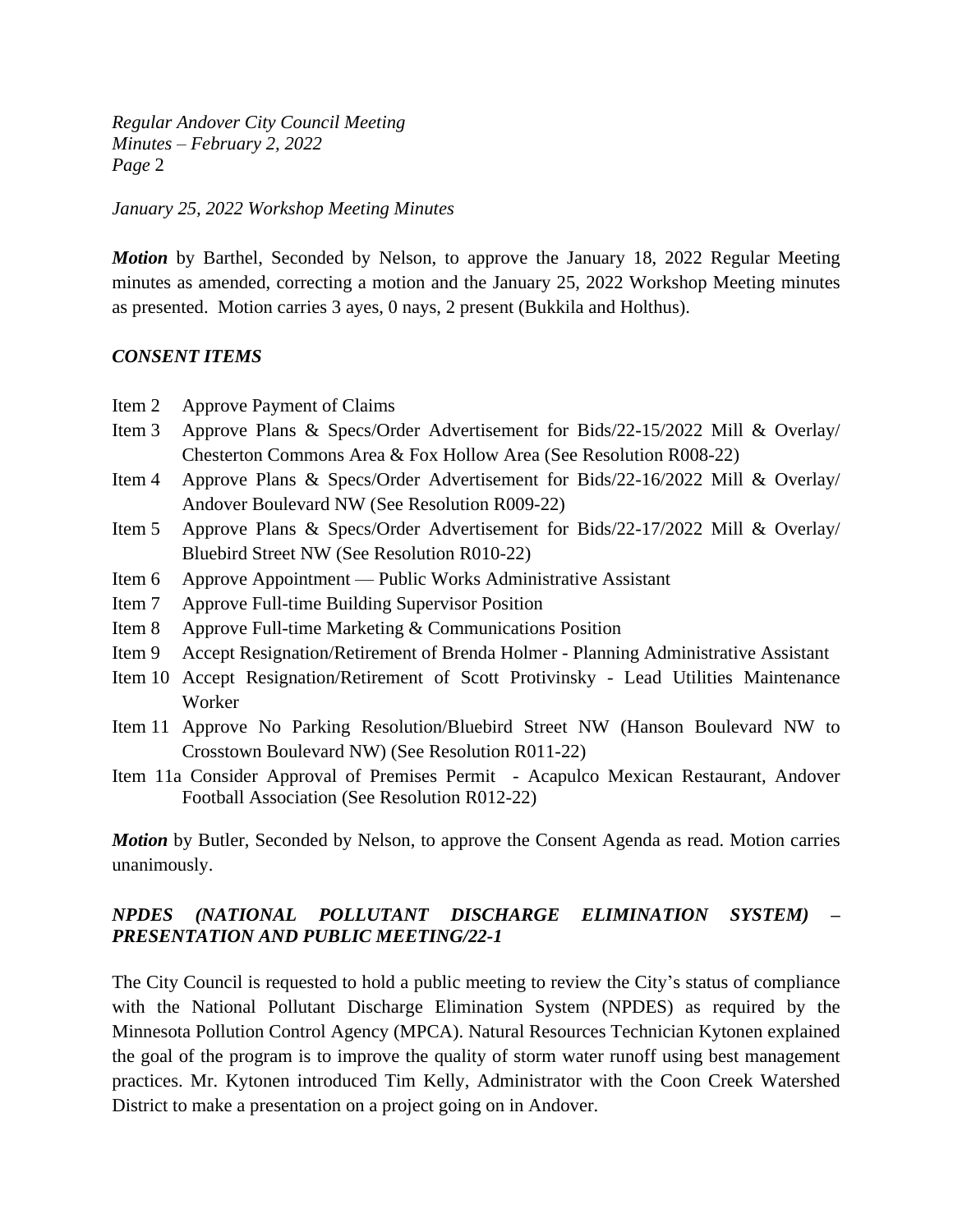*January 25, 2022 Workshop Meeting Minutes*

***Motion*** by Barthel, Seconded by Nelson, to approve the January 18, 2022 Regular Meeting minutes as amended, correcting a motion and the January 25, 2022 Workshop Meeting minutes as presented. Motion carries 3 ayes, 0 nays, 2 present (Bukkila and Holthus).

***CONSENT ITEMS***

- Item 2 Approve Payment of Claims
- Item 3 Approve Plans & Specs/Order Advertisement for Bids/22-15/2022 Mill & Overlay/ Chesterton Commons Area & Fox Hollow Area (See Resolution R008-22)
- Item 4 Approve Plans & Specs/Order Advertisement for Bids/22-16/2022 Mill & Overlay/ Andover Boulevard NW (See Resolution R009-22)
- Item 5 Approve Plans & Specs/Order Advertisement for Bids/22-17/2022 Mill & Overlay/ Bluebird Street NW (See Resolution R010-22)
- Item 6 Approve Appointment — Public Works Administrative Assistant
- Item 7 Approve Full-time Building Supervisor Position
- Item 8 Approve Full-time Marketing & Communications Position
- Item 9 Accept Resignation/Retirement of Brenda Holmer - Planning Administrative Assistant
- Item 10 Accept Resignation/Retirement of Scott Protivinsky - Lead Utilities Maintenance Worker
- Item 11 Approve No Parking Resolution/Bluebird Street NW (Hanson Boulevard NW to Crosstown Boulevard NW) (See Resolution R011-22)
- Item 11a Consider Approval of Premises Permit - Acapulco Mexican Restaurant, Andover Football Association (See Resolution R012-22)

***Motion*** by Butler, Seconded by Nelson, to approve the Consent Agenda as read. Motion carries unanimously.

***NPDES (NATIONAL POLLUTANT DISCHARGE ELIMINATION SYSTEM) – PRESENTATION AND PUBLIC MEETING/22-1***

The City Council is requested to hold a public meeting to review the City's status of compliance with the National Pollutant Discharge Elimination System (NPDES) as required by the Minnesota Pollution Control Agency (MPCA). Natural Resources Technician Kytonen explained the goal of the program is to improve the quality of storm water runoff using best management practices. Mr. Kytonen introduced Tim Kelly, Administrator with the Coon Creek Watershed District to make a presentation on a project going on in Andover.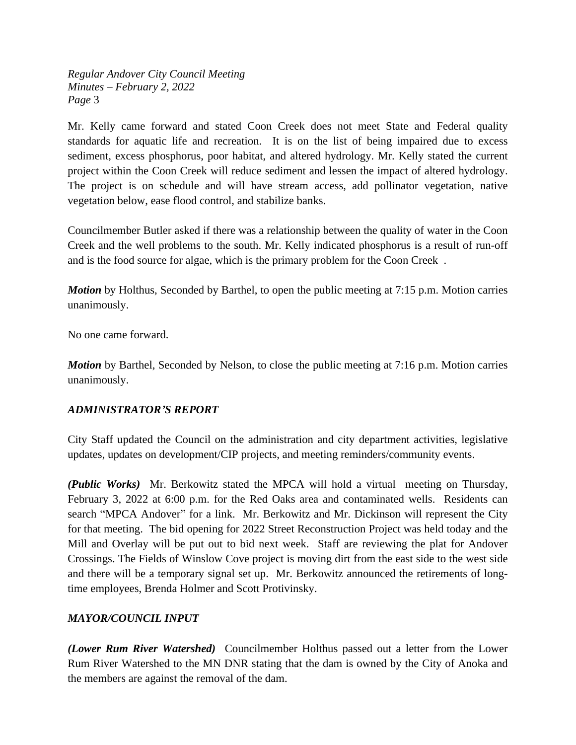Mr. Kelly came forward and stated Coon Creek does not meet State and Federal quality standards for aquatic life and recreation. It is on the list of being impaired due to excess sediment, excess phosphorus, poor habitat, and altered hydrology. Mr. Kelly stated the current project within the Coon Creek will reduce sediment and lessen the impact of altered hydrology. The project is on schedule and will have stream access, add pollinator vegetation, native vegetation below, ease flood control, and stabilize banks.

Councilmember Butler asked if there was a relationship between the quality of water in the Coon Creek and the well problems to the south. Mr. Kelly indicated phosphorus is a result of run-off and is the food source for algae, which is the primary problem for the Coon Creek .

***Motion*** by Holthus, Seconded by Barthel, to open the public meeting at 7:15 p.m. Motion carries unanimously.

No one came forward.

***Motion*** by Barthel, Seconded by Nelson, to close the public meeting at 7:16 p.m. Motion carries unanimously.

## *ADMINISTRATOR'S REPORT*

City Staff updated the Council on the administration and city department activities, legislative updates, updates on development/CIP projects, and meeting reminders/community events.

***(Public Works)*** Mr. Berkowitz stated the MPCA will hold a virtual meeting on Thursday, February 3, 2022 at 6:00 p.m. for the Red Oaks area and contaminated wells. Residents can search "MPCA Andover" for a link. Mr. Berkowitz and Mr. Dickinson will represent the City for that meeting. The bid opening for 2022 Street Reconstruction Project was held today and the Mill and Overlay will be put out to bid next week. Staff are reviewing the plat for Andover Crossings. The Fields of Winslow Cove project is moving dirt from the east side to the west side and there will be a temporary signal set up. Mr. Berkowitz announced the retirements of long-time employees, Brenda Holmer and Scott Protivinsky.

## *MAYOR/COUNCIL INPUT*

***(Lower Rum River Watershed)*** Councilmember Holthus passed out a letter from the Lower Rum River Watershed to the MN DNR stating that the dam is owned by the City of Anoka and the members are against the removal of the dam.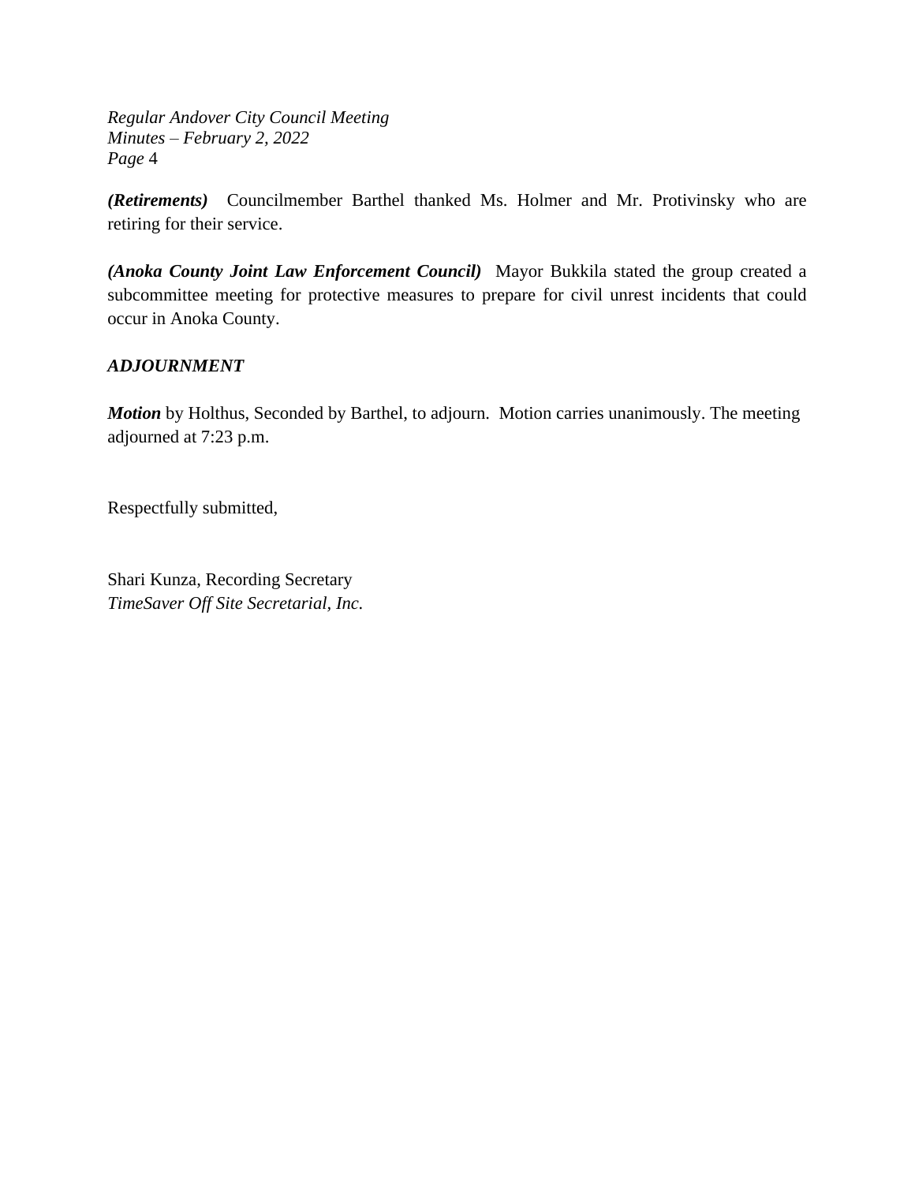***(Retirements)*** Councilmember Barthel thanked Ms. Holmer and Mr. Protivinsky who are retiring for their service.

***(Anoka County Joint Law Enforcement Council)*** Mayor Bukkila stated the group created a subcommittee meeting for protective measures to prepare for civil unrest incidents that could occur in Anoka County.

***ADJOURNMENT***

***Motion*** by Holthus, Seconded by Barthel, to adjourn. Motion carries unanimously. The meeting adjourned at 7:23 p.m.

Respectfully submitted,

Shari Kunza, Recording Secretary
*TimeSaver Off Site Secretarial, Inc.*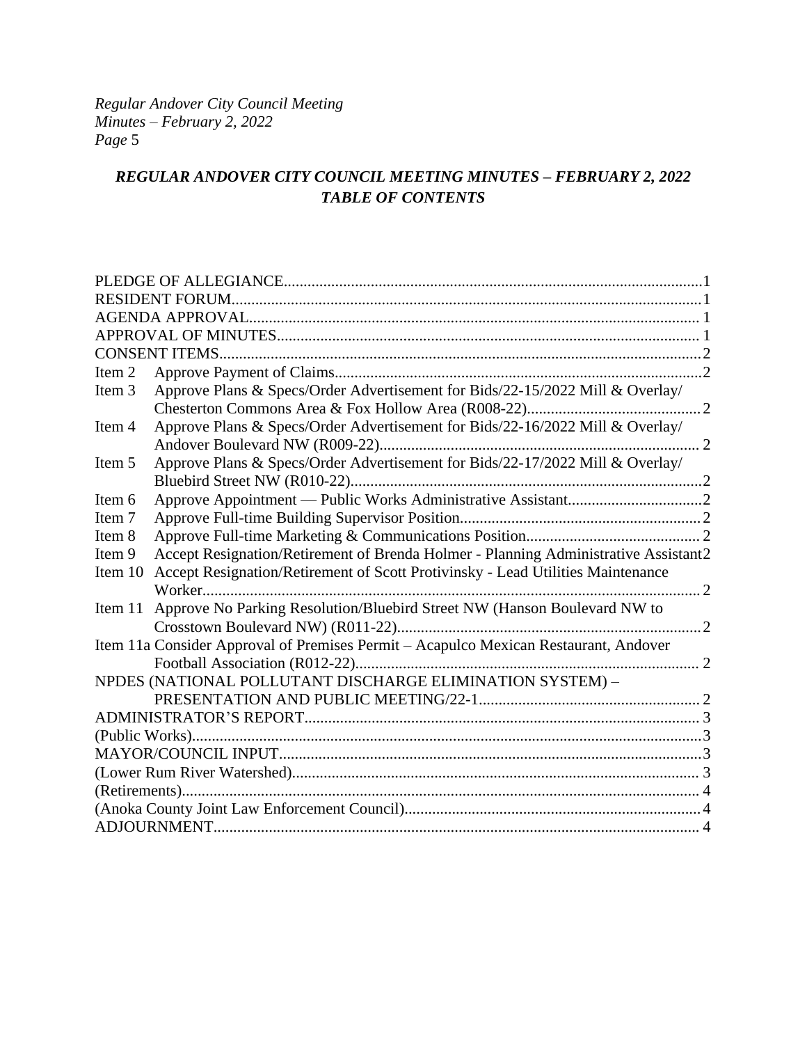## *REGULAR ANDOVER CITY COUNCIL MEETING MINUTES – FEBRUARY 2, 2022*
## *TABLE OF CONTENTS*

| | | |
|---|---|---|
| PLEDGE OF ALLEGIANCE | | 1 |
| RESIDENT FORUM | | 1 |
| AGENDA APPROVAL | | 1 |
| APPROVAL OF MINUTES | | 1 |
| CONSENT ITEMS | | 2 |
| Item 2 | Approve Payment of Claims | 2 |
| Item 3 | Approve Plans & Specs/Order Advertisement for Bids/22-15/2022 Mill & Overlay/ Chesterton Commons Area & Fox Hollow Area (R008-22) | 2 |
| Item 4 | Approve Plans & Specs/Order Advertisement for Bids/22-16/2022 Mill & Overlay/ Andover Boulevard NW (R009-22) | 2 |
| Item 5 | Approve Plans & Specs/Order Advertisement for Bids/22-17/2022 Mill & Overlay/ Bluebird Street NW (R010-22) | 2 |
| Item 6 | Approve Appointment — Public Works Administrative Assistant | 2 |
| Item 7 | Approve Full-time Building Supervisor Position | 2 |
| Item 8 | Approve Full-time Marketing & Communications Position | 2 |
| Item 9 | Accept Resignation/Retirement of Brenda Holmer - Planning Administrative Assistant | 2 |
| Item 10 | Accept Resignation/Retirement of Scott Protivinsky - Lead Utilities Maintenance Worker | 2 |
| Item 11 | Approve No Parking Resolution/Bluebird Street NW (Hanson Boulevard NW to Crosstown Boulevard NW) (R011-22) | 2 |
| Item 11a | Consider Approval of Premises Permit – Acapulco Mexican Restaurant, Andover Football Association (R012-22) | 2 |
| NPDES (NATIONAL POLLUTANT DISCHARGE ELIMINATION SYSTEM) – PRESENTATION AND PUBLIC MEETING/22-1 | | 2 |
| ADMINISTRATOR'S REPORT | | 3 |
| (Public Works) | | 3 |
| MAYOR/COUNCIL INPUT | | 3 |
| (Lower Rum River Watershed) | | 3 |
| (Retirements) | | 4 |
| (Anoka County Joint Law Enforcement Council) | | 4 |
| ADJOURNMENT | | 4 |